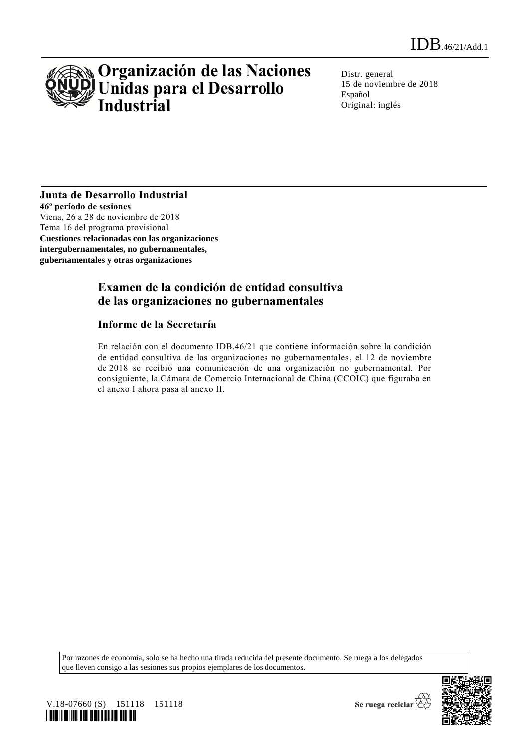IDB.46/21/Add.1

# Organización de las Naciones Unidas para el Desarrollo Industrial

Distr. general
15 de noviembre de 2018
Español
Original: inglés

**Junta de Desarrollo Industrial**
**46º período de sesiones**
Viena, 26 a 28 de noviembre de 2018
Tema 16 del programa provisional
**Cuestiones relacionadas con las organizaciones intergubernamentales, no gubernamentales, gubernamentales y otras organizaciones**

## Examen de la condición de entidad consultiva de las organizaciones no gubernamentales

### Informe de la Secretaría

En relación con el documento IDB.46/21 que contiene información sobre la condición de entidad consultiva de las organizaciones no gubernamentales, el 12 de noviembre de 2018 se recibió una comunicación de una organización no gubernamental. Por consiguiente, la Cámara de Comercio Internacional de China (CCOIC) que figuraba en el anexo I ahora pasa al anexo II.

Por razones de economía, solo se ha hecho una tirada reducida del presente documento. Se ruega a los delegados que lleven consigo a las sesiones sus propios ejemplares de los documentos.

V.18-07660 (S) 151118 151118

Se ruega reciclar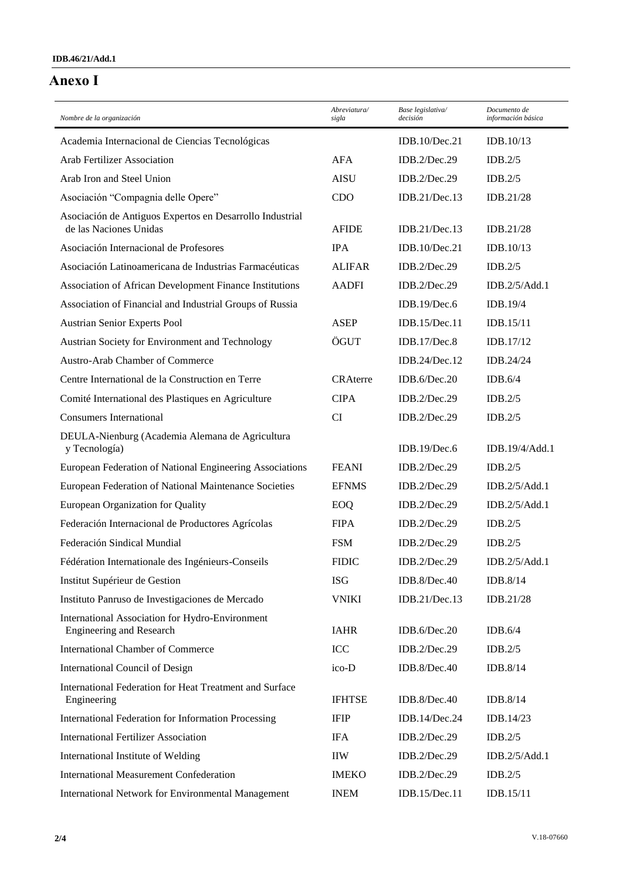# Anexo I

| *Nombre de la organización* | *Abreviatura/ sigla* | *Base legislativa/ decisión* | *Documento de información básica* |
|---|---|---|---|
| Academia Internacional de Ciencias Tecnológicas | | IDB.10/Dec.21 | IDB.10/13 |
| Arab Fertilizer Association | AFA | IDB.2/Dec.29 | IDB.2/5 |
| Arab Iron and Steel Union | AISU | IDB.2/Dec.29 | IDB.2/5 |
| Asociación "Compagnia delle Opere" | CDO | IDB.21/Dec.13 | IDB.21/28 |
| Asociación de Antiguos Expertos en Desarrollo Industrial de las Naciones Unidas | AFIDE | IDB.21/Dec.13 | IDB.21/28 |
| Asociación Internacional de Profesores | IPA | IDB.10/Dec.21 | IDB.10/13 |
| Asociación Latinoamericana de Industrias Farmacéuticas | ALIFAR | IDB.2/Dec.29 | IDB.2/5 |
| Association of African Development Finance Institutions | AADFI | IDB.2/Dec.29 | IDB.2/5/Add.1 |
| Association of Financial and Industrial Groups of Russia | | IDB.19/Dec.6 | IDB.19/4 |
| Austrian Senior Experts Pool | ASEP | IDB.15/Dec.11 | IDB.15/11 |
| Austrian Society for Environment and Technology | ÖGUT | IDB.17/Dec.8 | IDB.17/12 |
| Austro-Arab Chamber of Commerce | | IDB.24/Dec.12 | IDB.24/24 |
| Centre International de la Construction en Terre | CRAterre | IDB.6/Dec.20 | IDB.6/4 |
| Comité International des Plastiques en Agriculture | CIPA | IDB.2/Dec.29 | IDB.2/5 |
| Consumers International | CI | IDB.2/Dec.29 | IDB.2/5 |
| DEULA-Nienburg (Academia Alemana de Agricultura y Tecnología) | | IDB.19/Dec.6 | IDB.19/4/Add.1 |
| European Federation of National Engineering Associations | FEANI | IDB.2/Dec.29 | IDB.2/5 |
| European Federation of National Maintenance Societies | EFNMS | IDB.2/Dec.29 | IDB.2/5/Add.1 |
| European Organization for Quality | EOQ | IDB.2/Dec.29 | IDB.2/5/Add.1 |
| Federación Internacional de Productores Agrícolas | FIPA | IDB.2/Dec.29 | IDB.2/5 |
| Federación Sindical Mundial | FSM | IDB.2/Dec.29 | IDB.2/5 |
| Fédération Internationale des Ingénieurs-Conseils | FIDIC | IDB.2/Dec.29 | IDB.2/5/Add.1 |
| Institut Supérieur de Gestion | ISG | IDB.8/Dec.40 | IDB.8/14 |
| Instituto Panruso de Investigaciones de Mercado | VNIKI | IDB.21/Dec.13 | IDB.21/28 |
| International Association for Hydro-Environment Engineering and Research | IAHR | IDB.6/Dec.20 | IDB.6/4 |
| International Chamber of Commerce | ICC | IDB.2/Dec.29 | IDB.2/5 |
| International Council of Design | ico-D | IDB.8/Dec.40 | IDB.8/14 |
| International Federation for Heat Treatment and Surface Engineering | IFHTSE | IDB.8/Dec.40 | IDB.8/14 |
| International Federation for Information Processing | IFIP | IDB.14/Dec.24 | IDB.14/23 |
| International Fertilizer Association | IFA | IDB.2/Dec.29 | IDB.2/5 |
| International Institute of Welding | IIW | IDB.2/Dec.29 | IDB.2/5/Add.1 |
| International Measurement Confederation | IMEKO | IDB.2/Dec.29 | IDB.2/5 |
| International Network for Environmental Management | INEM | IDB.15/Dec.11 | IDB.15/11 |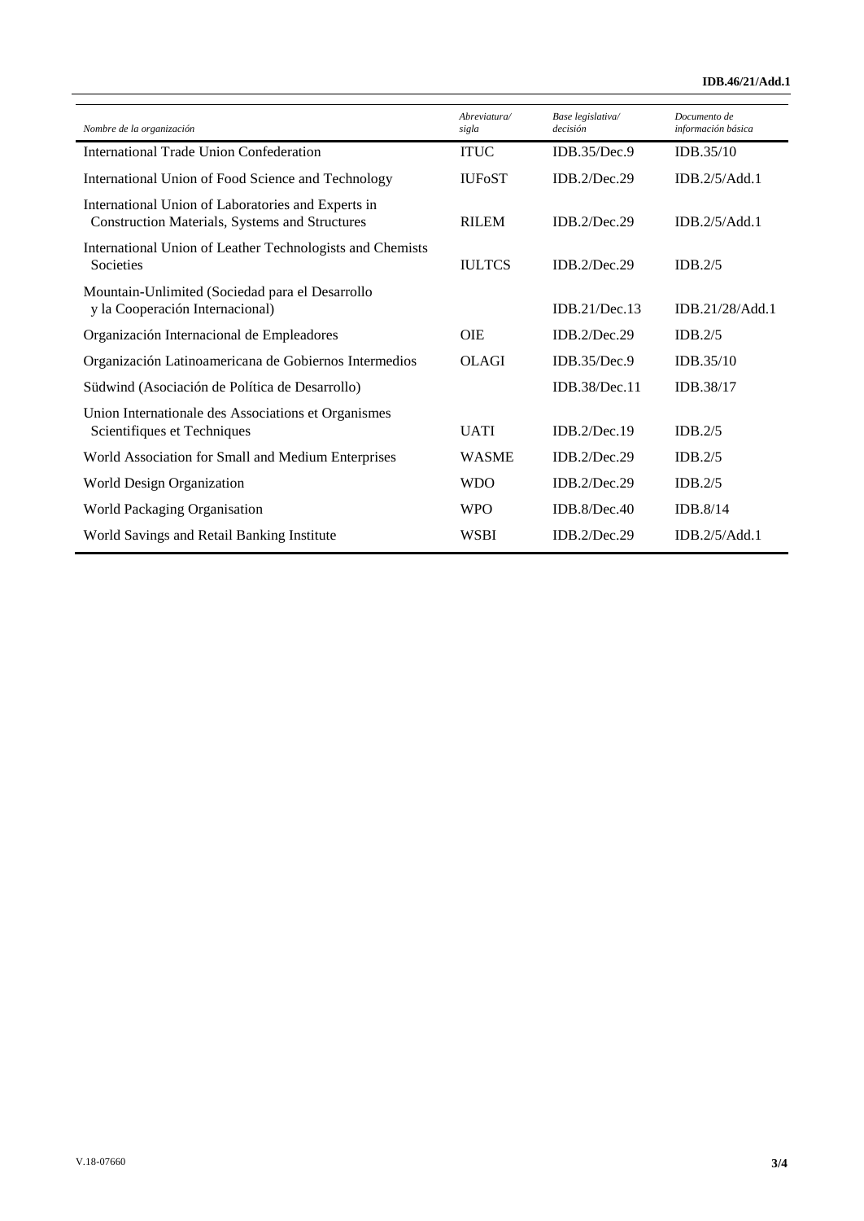| *Nombre de la organización* | *Abreviatura/ sigla* | *Base legislativa/ decisión* | *Documento de información básica* |
|---|---|---|---|
| International Trade Union Confederation | ITUC | IDB.35/Dec.9 | IDB.35/10 |
| International Union of Food Science and Technology | IUFoST | IDB.2/Dec.29 | IDB.2/5/Add.1 |
| International Union of Laboratories and Experts in Construction Materials, Systems and Structures | RILEM | IDB.2/Dec.29 | IDB.2/5/Add.1 |
| International Union of Leather Technologists and Chemists Societies | IULTCS | IDB.2/Dec.29 | IDB.2/5 |
| Mountain-Unlimited (Sociedad para el Desarrollo y la Cooperación Internacional) | | IDB.21/Dec.13 | IDB.21/28/Add.1 |
| Organización Internacional de Empleadores | OIE | IDB.2/Dec.29 | IDB.2/5 |
| Organización Latinoamericana de Gobiernos Intermedios | OLAGI | IDB.35/Dec.9 | IDB.35/10 |
| Südwind (Asociación de Política de Desarrollo) | | IDB.38/Dec.11 | IDB.38/17 |
| Union Internationale des Associations et Organismes Scientifiques et Techniques | UATI | IDB.2/Dec.19 | IDB.2/5 |
| World Association for Small and Medium Enterprises | WASME | IDB.2/Dec.29 | IDB.2/5 |
| World Design Organization | WDO | IDB.2/Dec.29 | IDB.2/5 |
| World Packaging Organisation | WPO | IDB.8/Dec.40 | IDB.8/14 |
| World Savings and Retail Banking Institute | WSBI | IDB.2/Dec.29 | IDB.2/5/Add.1 |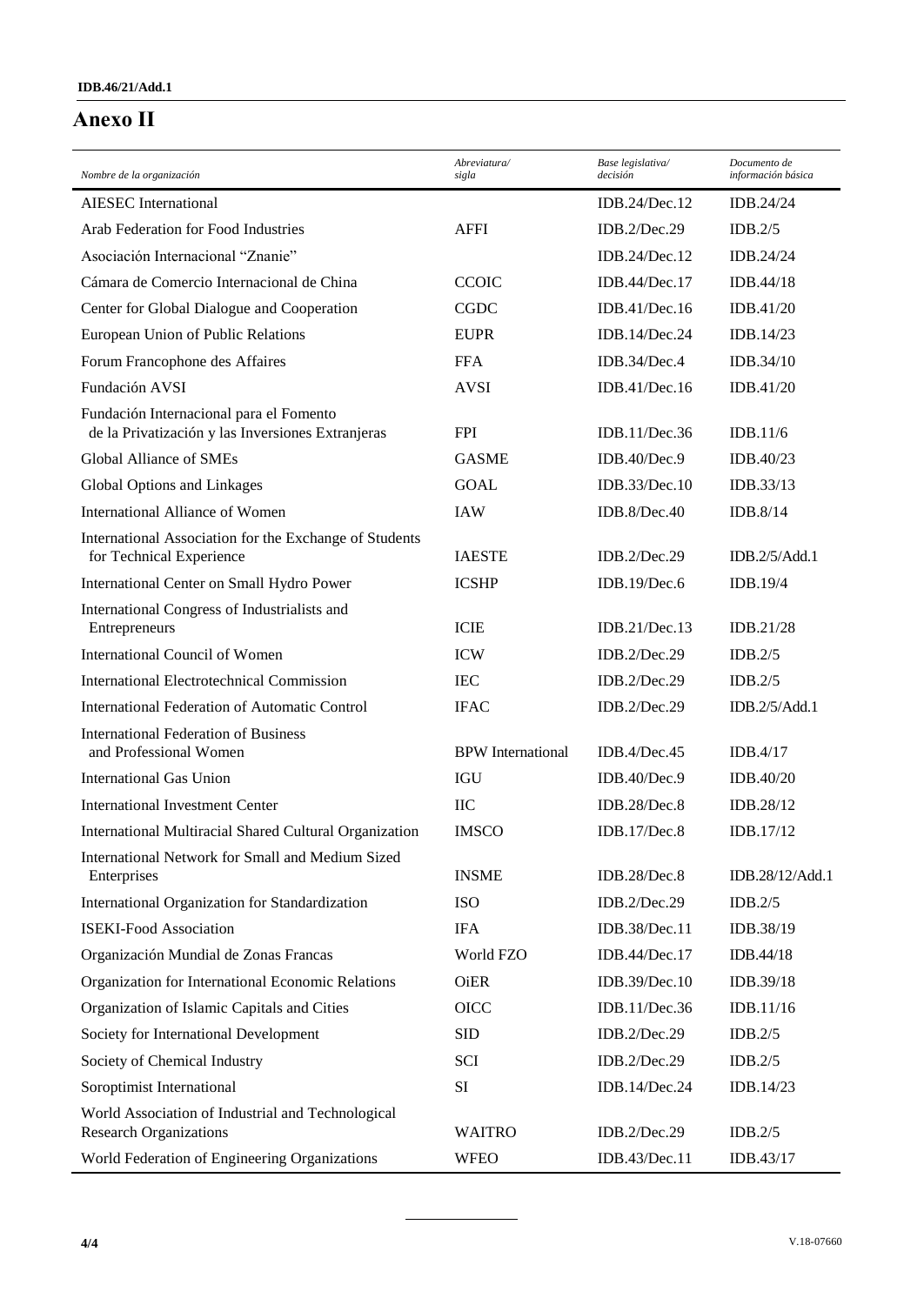# Anexo II

| *Nombre de la organización* | *Abreviatura/ sigla* | *Base legislativa/ decisión* | *Documento de información básica* |
|---|---|---|---|
| AIESEC International | | IDB.24/Dec.12 | IDB.24/24 |
| Arab Federation for Food Industries | AFFI | IDB.2/Dec.29 | IDB.2/5 |
| Asociación Internacional "Znanie" | | IDB.24/Dec.12 | IDB.24/24 |
| Cámara de Comercio Internacional de China | CCOIC | IDB.44/Dec.17 | IDB.44/18 |
| Center for Global Dialogue and Cooperation | CGDC | IDB.41/Dec.16 | IDB.41/20 |
| European Union of Public Relations | EUPR | IDB.14/Dec.24 | IDB.14/23 |
| Forum Francophone des Affaires | FFA | IDB.34/Dec.4 | IDB.34/10 |
| Fundación AVSI | AVSI | IDB.41/Dec.16 | IDB.41/20 |
| Fundación Internacional para el Fomento de la Privatización y las Inversiones Extranjeras | FPI | IDB.11/Dec.36 | IDB.11/6 |
| Global Alliance of SMEs | GASME | IDB.40/Dec.9 | IDB.40/23 |
| Global Options and Linkages | GOAL | IDB.33/Dec.10 | IDB.33/13 |
| International Alliance of Women | IAW | IDB.8/Dec.40 | IDB.8/14 |
| International Association for the Exchange of Students for Technical Experience | IAESTE | IDB.2/Dec.29 | IDB.2/5/Add.1 |
| International Center on Small Hydro Power | ICSHP | IDB.19/Dec.6 | IDB.19/4 |
| International Congress of Industrialists and Entrepreneurs | ICIE | IDB.21/Dec.13 | IDB.21/28 |
| International Council of Women | ICW | IDB.2/Dec.29 | IDB.2/5 |
| International Electrotechnical Commission | IEC | IDB.2/Dec.29 | IDB.2/5 |
| International Federation of Automatic Control | IFAC | IDB.2/Dec.29 | IDB.2/5/Add.1 |
| International Federation of Business and Professional Women | BPW International | IDB.4/Dec.45 | IDB.4/17 |
| International Gas Union | IGU | IDB.40/Dec.9 | IDB.40/20 |
| International Investment Center | IIC | IDB.28/Dec.8 | IDB.28/12 |
| International Multiracial Shared Cultural Organization | IMSCO | IDB.17/Dec.8 | IDB.17/12 |
| International Network for Small and Medium Sized Enterprises | INSME | IDB.28/Dec.8 | IDB.28/12/Add.1 |
| International Organization for Standardization | ISO | IDB.2/Dec.29 | IDB.2/5 |
| ISEKI-Food Association | IFA | IDB.38/Dec.11 | IDB.38/19 |
| Organización Mundial de Zonas Francas | World FZO | IDB.44/Dec.17 | IDB.44/18 |
| Organization for International Economic Relations | OiER | IDB.39/Dec.10 | IDB.39/18 |
| Organization of Islamic Capitals and Cities | OICC | IDB.11/Dec.36 | IDB.11/16 |
| Society for International Development | SID | IDB.2/Dec.29 | IDB.2/5 |
| Society of Chemical Industry | SCI | IDB.2/Dec.29 | IDB.2/5 |
| Soroptimist International | SI | IDB.14/Dec.24 | IDB.14/23 |
| World Association of Industrial and Technological Research Organizations | WAITRO | IDB.2/Dec.29 | IDB.2/5 |
| World Federation of Engineering Organizations | WFEO | IDB.43/Dec.11 | IDB.43/17 |